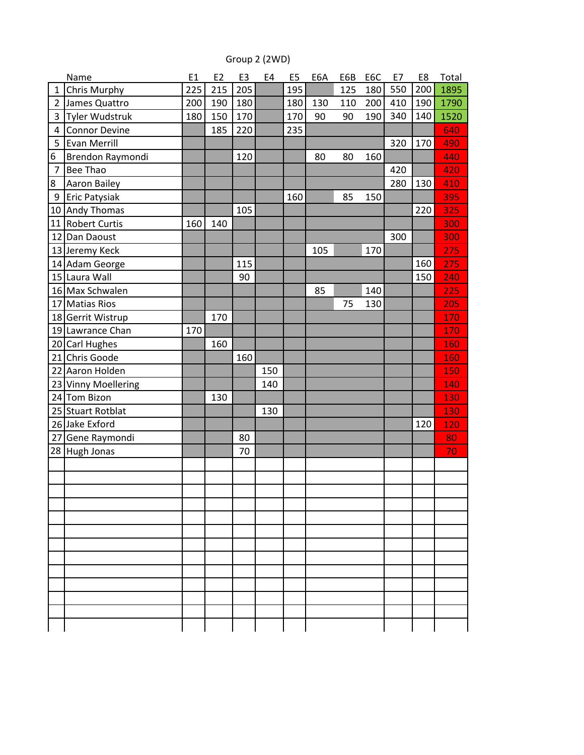Group 2 (2WD)

| | Name | E1 | E2 | E3 | E4 | E5 | E6A | E6B | E6C | E7 | E8 | Total |
|---|---|---|---|---|---|---|---|---|---|---|---|---|
| 1 | Chris Murphy | 225 | 215 | 205 | | 195 | | 125 | 180 | 550 | 200 | 1895 |
| 2 | James Quattro | 200 | 190 | 180 | | 180 | 130 | 110 | 200 | 410 | 190 | 1790 |
| 3 | Tyler Wudstruk | 180 | 150 | 170 | | 170 | 90 | 90 | 190 | 340 | 140 | 1520 |
| 4 | Connor Devine | | 185 | 220 | | 235 | | | | | | 640 |
| 5 | Evan Merrill | | | | | | | | | 320 | 170 | 490 |
| 6 | Brendon Raymondi | | | 120 | | | 80 | 80 | 160 | | | 440 |
| 7 | Bee Thao | | | | | | | | | 420 | | 420 |
| 8 | Aaron Bailey | | | | | | | | | 280 | 130 | 410 |
| 9 | Eric Patysiak | | | | | 160 | | 85 | 150 | | | 395 |
| 10 | Andy Thomas | | | 105 | | | | | | | 220 | 325 |
| 11 | Robert Curtis | 160 | 140 | | | | | | | | | 300 |
| 12 | Dan Daoust | | | | | | | | | 300 | | 300 |
| 13 | Jeremy Keck | | | | | | 105 | | 170 | | | 275 |
| 14 | Adam George | | | 115 | | | | | | | 160 | 275 |
| 15 | Laura Wall | | | 90 | | | | | | | 150 | 240 |
| 16 | Max Schwalen | | | | | | 85 | | 140 | | | 225 |
| 17 | Matias Rios | | | | | | | 75 | 130 | | | 205 |
| 18 | Gerrit Wistrup | | 170 | | | | | | | | | 170 |
| 19 | Lawrance Chan | 170 | | | | | | | | | | 170 |
| 20 | Carl Hughes | | 160 | | | | | | | | | 160 |
| 21 | Chris Goode | | | 160 | | | | | | | | 160 |
| 22 | Aaron Holden | | | | 150 | | | | | | | 150 |
| 23 | Vinny Moellering | | | | 140 | | | | | | | 140 |
| 24 | Tom Bizon | | 130 | | | | | | | | | 130 |
| 25 | Stuart Rotblat | | | | 130 | | | | | | | 130 |
| 26 | Jake Exford | | | | | | | | | | 120 | 120 |
| 27 | Gene Raymondi | | | 80 | | | | | | | | 80 |
| 28 | Hugh Jonas | | | 70 | | | | | | | | 70 |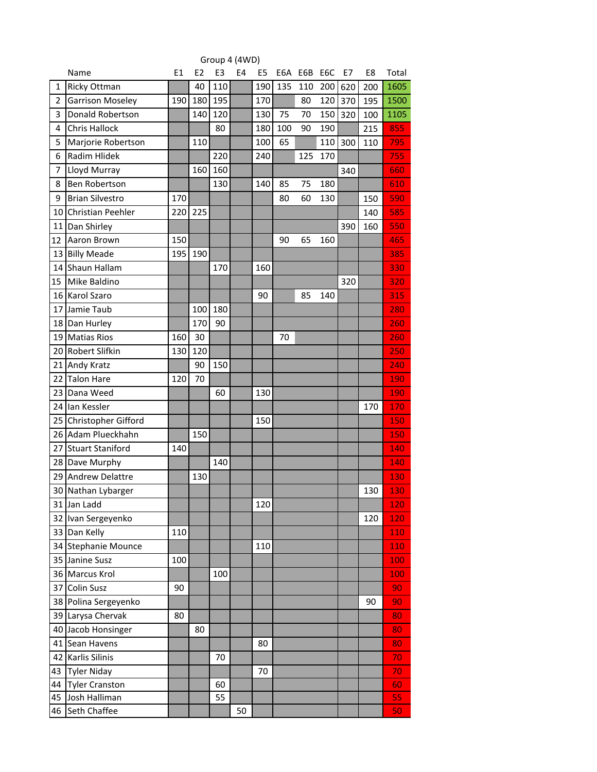Group 4 (4WD)

| | Name | E1 | E2 | E3 | E4 | E5 | E6A | E6B | E6C | E7 | E8 | Total |
|---|---|---|---|---|---|---|---|---|---|---|---|---|
| 1 | Ricky Ottman | | 40 | 110 | | 190 | 135 | 110 | 200 | 620 | 200 | 1605 |
| 2 | Garrison Moseley | 190 | 180 | 195 | | 170 | | 80 | 120 | 370 | 195 | 1500 |
| 3 | Donald Robertson | | 140 | 120 | | 130 | 75 | 70 | 150 | 320 | 100 | 1105 |
| 4 | Chris Hallock | | | 80 | | 180 | 100 | 90 | 190 | | 215 | 855 |
| 5 | Marjorie Robertson | | 110 | | | 100 | 65 | | 110 | 300 | 110 | 795 |
| 6 | Radim Hlidek | | | 220 | | 240 | | 125 | 170 | | | 755 |
| 7 | Lloyd Murray | | 160 | 160 | | | | | | 340 | | 660 |
| 8 | Ben Robertson | | | 130 | | 140 | 85 | 75 | 180 | | | 610 |
| 9 | Brian Silvestro | 170 | | | | | 80 | 60 | 130 | | 150 | 590 |
| 10 | Christian Peehler | 220 | 225 | | | | | | | | 140 | 585 |
| 11 | Dan Shirley | | | | | | | | | 390 | 160 | 550 |
| 12 | Aaron Brown | 150 | | | | | 90 | 65 | 160 | | | 465 |
| 13 | Billy Meade | 195 | 190 | | | | | | | | | 385 |
| 14 | Shaun Hallam | | | 170 | | 160 | | | | | | 330 |
| 15 | Mike Baldino | | | | | | | | | 320 | | 320 |
| 16 | Karol Szaro | | | | | 90 | | 85 | 140 | | | 315 |
| 17 | Jamie Taub | | 100 | 180 | | | | | | | | 280 |
| 18 | Dan Hurley | | 170 | 90 | | | | | | | | 260 |
| 19 | Matias Rios | 160 | 30 | | | | 70 | | | | | 260 |
| 20 | Robert Slifkin | 130 | 120 | | | | | | | | | 250 |
| 21 | Andy Kratz | | 90 | 150 | | | | | | | | 240 |
| 22 | Talon Hare | 120 | 70 | | | | | | | | | 190 |
| 23 | Dana Weed | | | 60 | | 130 | | | | | | 190 |
| 24 | Ian Kessler | | | | | | | | | | 170 | 170 |
| 25 | Christopher Gifford | | | | | 150 | | | | | | 150 |
| 26 | Adam Plueckhahn | | 150 | | | | | | | | | 150 |
| 27 | Stuart Staniford | 140 | | | | | | | | | | 140 |
| 28 | Dave Murphy | | | 140 | | | | | | | | 140 |
| 29 | Andrew Delattre | | 130 | | | | | | | | | 130 |
| 30 | Nathan Lybarger | | | | | | | | | | 130 | 130 |
| 31 | Jan Ladd | | | | | 120 | | | | | | 120 |
| 32 | Ivan Sergeyenko | | | | | | | | | | 120 | 120 |
| 33 | Dan Kelly | 110 | | | | | | | | | | 110 |
| 34 | Stephanie Mounce | | | | | 110 | | | | | | 110 |
| 35 | Janine Susz | 100 | | | | | | | | | | 100 |
| 36 | Marcus Krol | | | 100 | | | | | | | | 100 |
| 37 | Colin Susz | 90 | | | | | | | | | | 90 |
| 38 | Polina Sergeyenko | | | | | | | | | | 90 | 90 |
| 39 | Larysa Chervak | 80 | | | | | | | | | | 80 |
| 40 | Jacob Honsinger | | 80 | | | | | | | | | 80 |
| 41 | Sean Havens | | | | | 80 | | | | | | 80 |
| 42 | Karlis Silinis | | | 70 | | | | | | | | 70 |
| 43 | Tyler Niday | | | | | 70 | | | | | | 70 |
| 44 | Tyler Cranston | | | 60 | | | | | | | | 60 |
| 45 | Josh Halliman | | | 55 | | | | | | | | 55 |
| 46 | Seth Chaffee | | | | 50 | | | | | | | 50 |